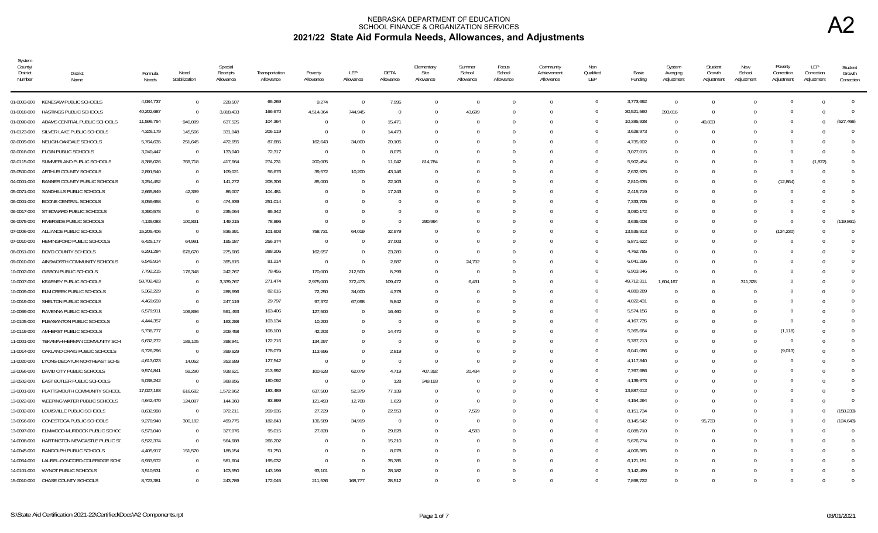# NEBRASKA DEPARTMENT OF EDUCATION
## SCHOOL FINANCE & ORGANIZATION SERVICES
## 2021/22 State Aid Formula Needs, Allowances, and Adjustments

A2

| System County/ District Number | District Name | Formula Needs | Need Stabilization | Special Receipts Allowance | Transportation Allowance | Poverty Allowance | LEP Allowance | DETA Allowance | Elementary Site Allowance | Summer School Allowance | Focus School Allowance | Community Achievement Allowance | Non Qualified LEP | Basic Funding | System Averging Adjustment | Student Growth Adjustment | New School Adjustment | Poverty Correction Adjustment | LEP Correction Adjustment | Student Growth Correction |
|---|---|---|---|---|---|---|---|---|---|---|---|---|---|---|---|---|---|---|---|---|
| 01-0003-000 | KENESAW PUBLIC SCHOOLS | 4,084,737 | 0 | 228,507 | 65,269 | 9,274 | 0 | 7,995 | 0 | 0 | 0 | 0 | 0 | 3,773,692 | 0 | 0 | 0 | 0 | 0 | 0 |
| 01-0018-000 | HASTINGS PUBLIC SCHOOLS | 40,202,687 | 0 | 3,818,433 | 166,670 | 4,514,364 | 744,945 | 0 | 0 | 43,699 | 0 | 0 | 0 | 30,521,560 | 393,016 | 0 | 0 | 0 | 0 | 0 |
| 01-0090-000 | ADAMS CENTRAL PUBLIC SCHOOLS | 11,596,754 | 940,089 | 637,525 | 104,364 | 0 | 0 | 15,471 | 0 | 0 | 0 | 0 | 0 | 10,385,938 | 0 | 40,833 | 0 | 0 | 0 | (527,466) |
| 01-0123-000 | SILVER LAKE PUBLIC SCHOOLS | 4,326,179 | 145,566 | 331,048 | 206,119 | 0 | 0 | 14,473 | 0 | 0 | 0 | 0 | 0 | 3,628,973 | 0 | 0 | 0 | 0 | 0 | 0 |
| 02-0009-000 | NELIGH-OAKDALE SCHOOLS | 5,764,635 | 251,645 | 472,655 | 87,685 | 162,643 | 34,000 | 20,105 | 0 | 0 | 0 | 0 | 0 | 4,735,902 | 0 | 0 | 0 | 0 | 0 | 0 |
| 02-0018-000 | ELGIN PUBLIC SCHOOLS | 3,240,447 | 0 | 133,040 | 72,317 | 0 | 0 | 8,075 | 0 | 0 | 0 | 0 | 0 | 3,027,015 | 0 | 0 | 0 | 0 | 0 | 0 |
| 02-0115-000 | SUMMERLAND PUBLIC SCHOOLS | 8,388,026 | 769,718 | 417,664 | 274,231 | 200,005 | 0 | 11,042 | 814,784 | 0 | 0 | 0 | 0 | 5,902,454 | 0 | 0 | 0 | 0 | (1,872) | 0 |
| 03-0500-000 | ARTHUR COUNTY SCHOOLS | 2,891,540 | 0 | 109,021 | 56,676 | 39,572 | 10,200 | 43,146 | 0 | 0 | 0 | 0 | 0 | 2,632,925 | 0 | 0 | 0 | 0 | 0 | 0 |
| 04-0001-000 | BANNER COUNTY PUBLIC SCHOOLS | 3,254,452 | 0 | 141,272 | 208,306 | 85,000 | 0 | 22,103 | 0 | 0 | 0 | 0 | 0 | 2,810,635 | 0 | 0 | 0 | (12,864) | 0 | 0 |
| 05-0071-000 | SANDHILLS PUBLIC SCHOOLS | 2,665,849 | 42,399 | 86,007 | 104,481 | 0 | 0 | 17,243 | 0 | 0 | 0 | 0 | 0 | 2,415,719 | 0 | 0 | 0 | 0 | 0 | 0 |
| 06-0001-000 | BOONE CENTRAL SCHOOLS | 8,059,658 | 0 | 474,939 | 251,014 | 0 | 0 | 0 | 0 | 0 | 0 | 0 | 0 | 7,333,705 | 0 | 0 | 0 | 0 | 0 | 0 |
| 06-0017-000 | ST EDWARD PUBLIC SCHOOLS | 3,390,578 | 0 | 235,064 | 65,342 | 0 | 0 | 0 | 0 | 0 | 0 | 0 | 0 | 3,090,172 | 0 | 0 | 0 | 0 | 0 | 0 |
| 06-0075-000 | RIVERSIDE PUBLIC SCHOOLS | 4,135,083 | 100,831 | 149,215 | 78,896 | 0 | 0 | 0 | 290,994 | 0 | 0 | 0 | 0 | 3,635,008 | 0 | 0 | 0 | 0 | 0 | (119,861) |
| 07-0006-000 | ALLIANCE PUBLIC SCHOOLS | 15,205,406 | 0 | 836,391 | 101,603 | 758,731 | 64,019 | 32,979 | 0 | 0 | 0 | 0 | 0 | 13,535,913 | 0 | 0 | 0 | (124,230) | 0 | 0 |
| 07-0010-000 | HEMINGFORD PUBLIC SCHOOLS | 6,425,177 | 64,991 | 195,187 | 256,374 | 0 | 0 | 37,003 | 0 | 0 | 0 | 0 | 0 | 5,871,622 | 0 | 0 | 0 | 0 | 0 | 0 |
| 08-0051-000 | BOYD COUNTY SCHOOLS | 6,291,284 | 678,670 | 275,686 | 388,206 | 162,657 | 0 | 23,280 | 0 | 0 | 0 | 0 | 0 | 4,762,785 | 0 | 0 | 0 | 0 | 0 | 0 |
| 09-0010-000 | AINSWORTH COMMUNITY SCHOOLS | 6,545,914 | 0 | 395,815 | 81,214 | 0 | 0 | 2,887 | 0 | 24,702 | 0 | 0 | 0 | 6,041,296 | 0 | 0 | 0 | 0 | 0 | 0 |
| 10-0002-000 | GIBBON PUBLIC SCHOOLS | 7,792,215 | 176,348 | 242,767 | 78,455 | 170,000 | 212,500 | 8,799 | 0 | 0 | 0 | 0 | 0 | 6,903,346 | 0 | 0 | 0 | 0 | 0 | 0 |
| 10-0007-000 | KEARNEY PUBLIC SCHOOLS | 58,702,423 | 0 | 3,339,767 | 271,474 | 2,975,000 | 372,473 | 109,472 | 0 | 6,431 | 0 | 0 | 0 | 49,712,311 | 1,604,167 | 0 | 311,328 | 0 | 0 | 0 |
| 10-0009-000 | ELM CREEK PUBLIC SCHOOLS | 5,362,229 | 0 | 288,696 | 82,616 | 72,250 | 34,000 | 4,378 | 0 | 0 | 0 | 0 | 0 | 4,880,289 | 0 | 0 | 0 | 0 | 0 | 0 |
| 10-0019-000 | SHELTON PUBLIC SCHOOLS | 4,469,659 | 0 | 247,119 | 29,797 | 97,372 | 67,098 | 5,842 | 0 | 0 | 0 | 0 | 0 | 4,022,431 | 0 | 0 | 0 | 0 | 0 | 0 |
| 10-0069-000 | RAVENNA PUBLIC SCHOOLS | 6,579,911 | 106,896 | 591,493 | 163,406 | 127,500 | 0 | 16,460 | 0 | 0 | 0 | 0 | 0 | 5,574,156 | 0 | 0 | 0 | 0 | 0 | 0 |
| 10-0105-000 | PLEASANTON PUBLIC SCHOOLS | 4,444,357 | 0 | 163,288 | 103,134 | 10,200 | 0 | 0 | 0 | 0 | 0 | 0 | 0 | 4,167,735 | 0 | 0 | 0 | 0 | 0 | 0 |
| 10-0119-000 | AMHERST PUBLIC SCHOOLS | 5,738,777 | 0 | 209,458 | 108,100 | 42,203 | 0 | 14,470 | 0 | 0 | 0 | 0 | 0 | 5,365,664 | 0 | 0 | 0 | (1,118) | 0 | 0 |
| 11-0001-000 | TEKAMAH-HERMAN COMMUNITY SCH | 6,632,272 | 189,105 | 396,941 | 122,716 | 134,297 | 0 | 0 | 0 | 0 | 0 | 0 | 0 | 5,787,213 | 0 | 0 | 0 | 0 | 0 | 0 |
| 11-0014-000 | OAKLAND CRAIG PUBLIC SCHOOLS | 6,726,296 | 0 | 399,629 | 178,079 | 113,696 | 0 | 2,819 | 0 | 0 | 0 | 0 | 0 | 6,041,086 | 0 | 0 | 0 | (9,013) | 0 | 0 |
| 11-0020-000 | LYONS-DECATUR NORTHEAST SCHS | 4,613,023 | 14,052 | 353,589 | 127,542 | 0 | 0 | 0 | 0 | 0 | 0 | 0 | 0 | 4,117,840 | 0 | 0 | 0 | 0 | 0 | 0 |
| 12-0056-000 | DAVID CITY PUBLIC SCHOOLS | 9,574,841 | 59,290 | 938,621 | 213,992 | 100,628 | 62,079 | 4,719 | 407,392 | 20,434 | 0 | 0 | 0 | 7,767,686 | 0 | 0 | 0 | 0 | 0 | 0 |
| 12-0502-000 | EAST BUTLER PUBLIC SCHOOLS | 5,038,242 | 0 | 368,856 | 180,092 | 0 | 0 | 128 | 349,193 | 0 | 0 | 0 | 0 | 4,139,973 | 0 | 0 | 0 | 0 | 0 | 0 |
| 13-0001-000 | PLATTSMOUTH COMMUNITY SCHOOL | 17,027,163 | 616,682 | 1,572,962 | 183,489 | 637,500 | 52,379 | 77,139 | 0 | 0 | 0 | 0 | 0 | 13,887,012 | 0 | 0 | 0 | 0 | 0 | 0 |
| 13-0022-000 | WEEPING WATER PUBLIC SCHOOLS | 4,642,470 | 124,087 | 144,360 | 83,899 | 121,493 | 12,708 | 1,629 | 0 | 0 | 0 | 0 | 0 | 4,154,294 | 0 | 0 | 0 | 0 | 0 | 0 |
| 13-0032-000 | LOUISVILLE PUBLIC SCHOOLS | 8,632,998 | 0 | 372,211 | 209,935 | 27,229 | 0 | 22,553 | 0 | 7,569 | 0 | 0 | 0 | 8,151,734 | 0 | 0 | 0 | 0 | 0 | (158,233) |
| 13-0056-000 | CONESTOGA PUBLIC SCHOOLS | 9,270,940 | 300,182 | 499,775 | 182,843 | 136,589 | 34,919 | 0 | 0 | 0 | 0 | 0 | 0 | 8,145,542 | 0 | 95,733 | 0 | 0 | 0 | (124,643) |
| 13-0097-000 | ELMWOOD-MURDOCK PUBLIC SCHOO | 6,573,040 | 0 | 327,076 | 95,015 | 27,828 | 0 | 29,828 | 0 | 4,583 | 0 | 0 | 0 | 6,088,710 | 0 | 0 | 0 | 0 | 0 | 0 |
| 14-0008-000 | HARTINGTON NEWCASTLE PUBLIC S( | 6,522,374 | 0 | 564,688 | 266,202 | 0 | 0 | 15,210 | 0 | 0 | 0 | 0 | 0 | 5,676,274 | 0 | 0 | 0 | 0 | 0 | 0 |
| 14-0045-000 | RANDOLPH PUBLIC SCHOOLS | 4,405,917 | 151,570 | 188,154 | 51,750 | 0 | 0 | 8,078 | 0 | 0 | 0 | 0 | 0 | 4,006,365 | 0 | 0 | 0 | 0 | 0 | 0 |
| 14-0054-000 | LAUREL-CONCORD-COLERIDGE SCH( | 6,933,572 | 0 | 581,604 | 195,032 | 0 | 0 | 35,785 | 0 | 0 | 0 | 0 | 0 | 6,121,151 | 0 | 0 | 0 | 0 | 0 | 0 |
| 14-0101-000 | WYNOT PUBLIC SCHOOLS | 3,510,531 | 0 | 103,550 | 143,199 | 93,101 | 0 | 28,182 | 0 | 0 | 0 | 0 | 0 | 3,142,499 | 0 | 0 | 0 | 0 | 0 | 0 |
| 15-0010-000 | CHASE COUNTY SCHOOLS | 8,723,381 | 0 | 243,789 | 172,045 | 211,536 | 168,777 | 28,512 | 0 | 0 | 0 | 0 | 0 | 7,898,722 | 0 | 0 | 0 | 0 | 0 | 0 |

S:\State Aid Certification 2021-22\Certified\Docs\A2 Components.rpt

03/01/2021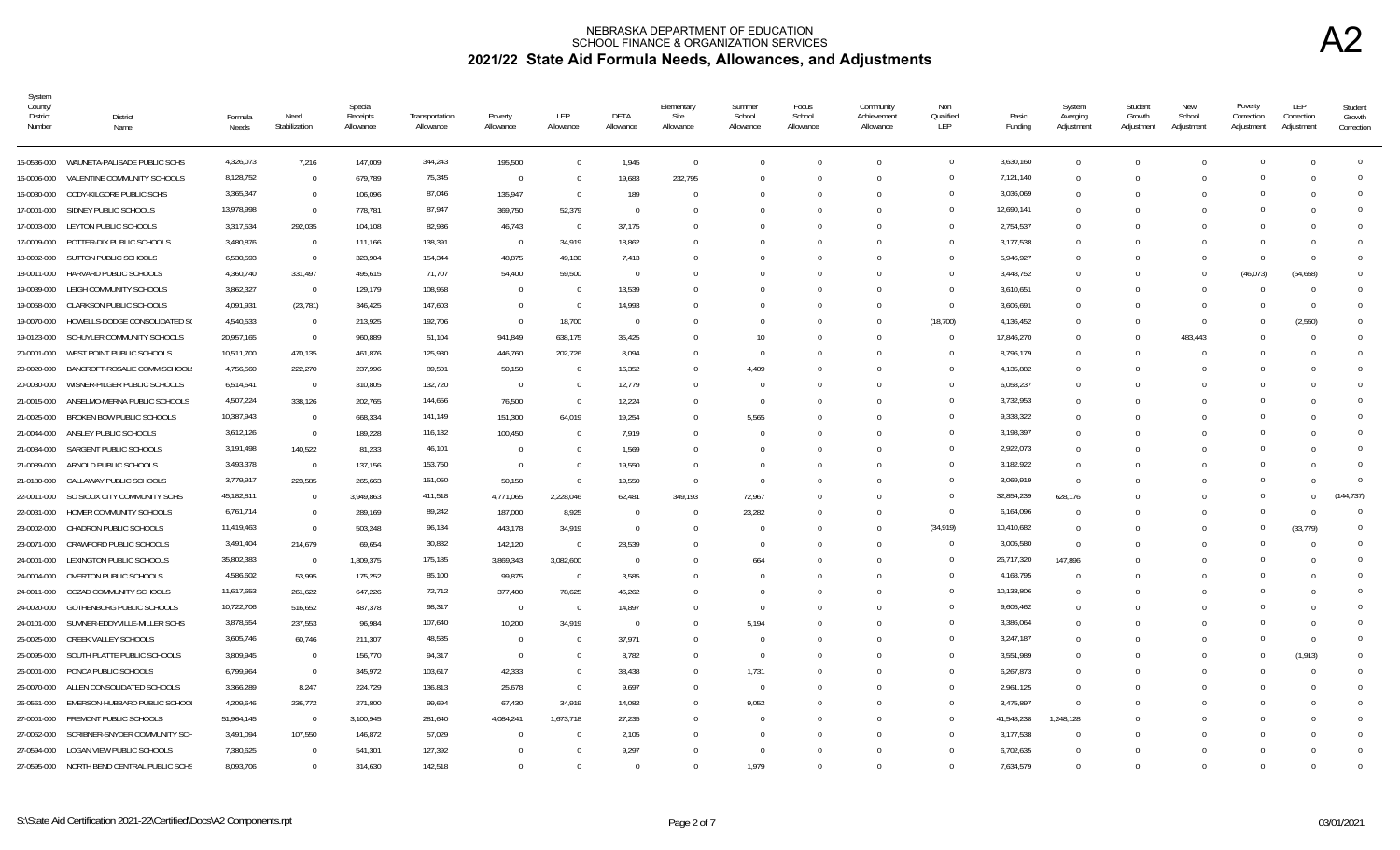# NEBRASKA DEPARTMENT OF EDUCATION
## SCHOOL FINANCE & ORGANIZATION SERVICES
## 2021/22 State Aid Formula Needs, Allowances, and Adjustments

**A2**

| System County/ District Number | District Name | Formula Needs | Need Stabilization | Special Receipts Allowance | Transportation Allowance | Poverty Allowance | LEP Allowance | DETA Allowance | Elementary Site Allowance | Summer School Allowance | Focus School Allowance | Community Achievement Allowance | Non Qualified LEP | Basic Funding | System Averaging Adjustment | Student Growth Adjustment | New School Adjustment | Poverty Correction Adjustment | LEP Correction Adjustment | Student Growth Correction |
|---|---|---|---|---|---|---|---|---|---|---|---|---|---|---|---|---|---|---|---|---|
| 15-0536-000 | WAUNETA-PALISADE PUBLIC SCHS | 4,326,073 | 7,216 | 147,009 | 344,243 | 195,500 | 0 | 1,945 | 0 | 0 | 0 | 0 | 0 | 3,630,160 | 0 | 0 | 0 | 0 | 0 | 0 |
| 16-0006-000 | VALENTINE COMMUNITY SCHOOLS | 8,128,752 | 0 | 679,789 | 75,345 | 0 | 0 | 19,683 | 232,795 | 0 | 0 | 0 | 0 | 7,121,140 | 0 | 0 | 0 | 0 | 0 | 0 |
| 16-0030-000 | CODY-KILGORE PUBLIC SCHS | 3,365,347 | 0 | 106,096 | 87,046 | 135,947 | 0 | 189 | 0 | 0 | 0 | 0 | 0 | 3,036,069 | 0 | 0 | 0 | 0 | 0 | 0 |
| 17-0001-000 | SIDNEY PUBLIC SCHOOLS | 13,978,998 | 0 | 778,781 | 87,947 | 369,750 | 52,379 | 0 | 0 | 0 | 0 | 0 | 0 | 12,690,141 | 0 | 0 | 0 | 0 | 0 | 0 |
| 17-0003-000 | LEYTON PUBLIC SCHOOLS | 3,317,534 | 292,035 | 104,108 | 82,936 | 46,743 | 0 | 37,175 | 0 | 0 | 0 | 0 | 0 | 2,754,537 | 0 | 0 | 0 | 0 | 0 | 0 |
| 17-0009-000 | POTTER-DIX PUBLIC SCHOOLS | 3,480,876 | 0 | 111,166 | 138,391 | 0 | 34,919 | 18,862 | 0 | 0 | 0 | 0 | 0 | 3,177,538 | 0 | 0 | 0 | 0 | 0 | 0 |
| 18-0002-000 | SUTTON PUBLIC SCHOOLS | 6,530,593 | 0 | 323,904 | 154,344 | 48,875 | 49,130 | 7,413 | 0 | 0 | 0 | 0 | 0 | 5,946,927 | 0 | 0 | 0 | 0 | 0 | 0 |
| 18-0011-000 | HARVARD PUBLIC SCHOOLS | 4,360,740 | 331,497 | 495,615 | 71,707 | 54,400 | 59,500 | 0 | 0 | 0 | 0 | 0 | 0 | 3,448,752 | 0 | 0 | 0 | (46,073) | (54,658) | 0 |
| 19-0039-000 | LEIGH COMMUNITY SCHOOLS | 3,862,327 | 0 | 129,179 | 108,958 | 0 | 0 | 13,539 | 0 | 0 | 0 | 0 | 0 | 3,610,651 | 0 | 0 | 0 | 0 | 0 | 0 |
| 19-0058-000 | CLARKSON PUBLIC SCHOOLS | 4,091,931 | (23,781) | 346,425 | 147,603 | 0 | 0 | 14,993 | 0 | 0 | 0 | 0 | 0 | 3,606,691 | 0 | 0 | 0 | 0 | 0 | 0 |
| 19-0070-000 | HOWELLS-DODGE CONSOLIDATED SC | 4,540,533 | 0 | 213,925 | 192,706 | 0 | 18,700 | 0 | 0 | 0 | 0 | 0 | (18,700) | 4,136,452 | 0 | 0 | 0 | 0 | (2,550) | 0 |
| 19-0123-000 | SCHUYLER COMMUNITY SCHOOLS | 20,957,165 | 0 | 960,889 | 51,104 | 941,849 | 638,175 | 35,425 | 0 | 10 | 0 | 0 | 0 | 17,846,270 | 0 | 0 | 483,443 | 0 | 0 | 0 |
| 20-0001-000 | WEST POINT PUBLIC SCHOOLS | 10,511,700 | 470,135 | 461,876 | 125,930 | 446,760 | 202,726 | 8,094 | 0 | 0 | 0 | 0 | 0 | 8,796,179 | 0 | 0 | 0 | 0 | 0 | 0 |
| 20-0020-000 | BANCROFT-ROSALIE COMM SCHOOLS | 4,756,560 | 222,270 | 237,996 | 89,501 | 50,150 | 0 | 16,352 | 0 | 4,409 | 0 | 0 | 0 | 4,135,882 | 0 | 0 | 0 | 0 | 0 | 0 |
| 20-0030-000 | WISNER-PILGER PUBLIC SCHOOLS | 6,514,541 | 0 | 310,805 | 132,720 | 0 | 0 | 12,779 | 0 | 0 | 0 | 0 | 0 | 6,058,237 | 0 | 0 | 0 | 0 | 0 | 0 |
| 21-0015-000 | ANSELMO-MERNA PUBLIC SCHOOLS | 4,507,224 | 338,126 | 202,765 | 144,656 | 76,500 | 0 | 12,224 | 0 | 0 | 0 | 0 | 0 | 3,732,953 | 0 | 0 | 0 | 0 | 0 | 0 |
| 21-0025-000 | BROKEN BOW PUBLIC SCHOOLS | 10,387,943 | 0 | 668,334 | 141,149 | 151,300 | 64,019 | 19,254 | 0 | 5,565 | 0 | 0 | 0 | 9,338,322 | 0 | 0 | 0 | 0 | 0 | 0 |
| 21-0044-000 | ANSLEY PUBLIC SCHOOLS | 3,612,126 | 0 | 189,228 | 116,132 | 100,450 | 0 | 7,919 | 0 | 0 | 0 | 0 | 0 | 3,198,397 | 0 | 0 | 0 | 0 | 0 | 0 |
| 21-0084-000 | SARGENT PUBLIC SCHOOLS | 3,191,498 | 140,522 | 81,233 | 46,101 | 0 | 0 | 1,569 | 0 | 0 | 0 | 0 | 0 | 2,922,073 | 0 | 0 | 0 | 0 | 0 | 0 |
| 21-0089-000 | ARNOLD PUBLIC SCHOOLS | 3,493,378 | 0 | 137,156 | 153,750 | 0 | 0 | 19,550 | 0 | 0 | 0 | 0 | 0 | 3,182,922 | 0 | 0 | 0 | 0 | 0 | 0 |
| 21-0180-000 | CALLAWAY PUBLIC SCHOOLS | 3,779,917 | 223,585 | 265,663 | 151,050 | 0 | 0 | 19,550 | 0 | 0 | 0 | 0 | 0 | 3,069,919 | 0 | 0 | 0 | 0 | 0 | 0 |
| 22-0011-000 | SO SIOUX CITY COMMUNITY SCHS | 45,182,811 | 0 | 3,949,863 | 411,518 | 4,771,065 | 2,228,046 | 62,481 | 349,193 | 72,967 | 0 | 0 | 0 | 32,854,239 | 628,176 | 0 | 0 | 0 | 0 | (144,737) |
| 22-0031-000 | HOMER COMMUNITY SCHOOLS | 6,761,714 | 0 | 289,169 | 89,242 | 187,000 | 8,925 | 0 | 0 | 23,282 | 0 | 0 | 0 | 6,164,096 | 0 | 0 | 0 | 0 | 0 | 0 |
| 23-0002-000 | CHADRON PUBLIC SCHOOLS | 11,419,463 | 0 | 503,248 | 96,134 | 443,178 | 34,919 | 0 | 0 | 0 | 0 | 0 | (34,919) | 10,410,682 | 0 | 0 | 0 | 0 | (33,779) | 0 |
| 23-0071-000 | CRAWFORD PUBLIC SCHOOLS | 3,491,404 | 214,679 | 69,654 | 30,832 | 142,120 | 0 | 28,539 | 0 | 0 | 0 | 0 | 0 | 3,005,580 | 0 | 0 | 0 | 0 | 0 | 0 |
| 24-0001-000 | LEXINGTON PUBLIC SCHOOLS | 35,802,383 | 0 | 1,809,375 | 175,185 | 3,869,343 | 3,082,600 | 0 | 0 | 664 | 0 | 0 | 0 | 26,717,320 | 147,896 | 0 | 0 | 0 | 0 | 0 |
| 24-0004-000 | OVERTON PUBLIC SCHOOLS | 4,586,602 | 53,995 | 175,252 | 85,100 | 99,875 | 0 | 3,585 | 0 | 0 | 0 | 0 | 0 | 4,168,795 | 0 | 0 | 0 | 0 | 0 | 0 |
| 24-0011-000 | COZAD COMMUNITY SCHOOLS | 11,617,653 | 261,622 | 647,226 | 72,712 | 377,400 | 78,625 | 46,262 | 0 | 0 | 0 | 0 | 0 | 10,133,806 | 0 | 0 | 0 | 0 | 0 | 0 |
| 24-0020-000 | GOTHENBURG PUBLIC SCHOOLS | 10,722,706 | 516,652 | 487,378 | 98,317 | 0 | 0 | 14,897 | 0 | 0 | 0 | 0 | 0 | 9,605,462 | 0 | 0 | 0 | 0 | 0 | 0 |
| 24-0101-000 | SUMNER-EDDYVILLE-MILLER SCHS | 3,878,554 | 237,553 | 96,984 | 107,640 | 10,200 | 34,919 | 0 | 0 | 5,194 | 0 | 0 | 0 | 3,386,064 | 0 | 0 | 0 | 0 | 0 | 0 |
| 25-0025-000 | CREEK VALLEY SCHOOLS | 3,605,746 | 60,746 | 211,307 | 48,535 | 0 | 0 | 37,971 | 0 | 0 | 0 | 0 | 0 | 3,247,187 | 0 | 0 | 0 | 0 | 0 | 0 |
| 25-0095-000 | SOUTH PLATTE PUBLIC SCHOOLS | 3,809,945 | 0 | 156,770 | 94,317 | 0 | 0 | 8,782 | 0 | 0 | 0 | 0 | 0 | 3,551,989 | 0 | 0 | 0 | 0 | (1,913) | 0 |
| 26-0001-000 | PONCA PUBLIC SCHOOLS | 6,799,964 | 0 | 345,972 | 103,617 | 42,333 | 0 | 38,438 | 0 | 1,731 | 0 | 0 | 0 | 6,267,873 | 0 | 0 | 0 | 0 | 0 | 0 |
| 26-0070-000 | ALLEN CONSOLIDATED SCHOOLS | 3,366,289 | 8,247 | 224,729 | 136,813 | 25,678 | 0 | 9,697 | 0 | 0 | 0 | 0 | 0 | 2,961,125 | 0 | 0 | 0 | 0 | 0 | 0 |
| 26-0561-000 | EMERSON-HUBBARD PUBLIC SCHOOL | 4,209,646 | 236,772 | 271,800 | 99,694 | 67,430 | 34,919 | 14,082 | 0 | 9,052 | 0 | 0 | 0 | 3,475,897 | 0 | 0 | 0 | 0 | 0 | 0 |
| 27-0001-000 | FREMONT PUBLIC SCHOOLS | 51,964,145 | 0 | 3,100,945 | 281,640 | 4,084,241 | 1,673,718 | 27,235 | 0 | 0 | 0 | 0 | 0 | 41,548,238 | 1,248,128 | 0 | 0 | 0 | 0 | 0 |
| 27-0062-000 | SCRIBNER-SNYDER COMMUNITY SCH | 3,491,094 | 107,550 | 146,872 | 57,029 | 0 | 0 | 2,105 | 0 | 0 | 0 | 0 | 0 | 3,177,538 | 0 | 0 | 0 | 0 | 0 | 0 |
| 27-0594-000 | LOGAN VIEW PUBLIC SCHOOLS | 7,380,625 | 0 | 541,301 | 127,392 | 0 | 0 | 9,297 | 0 | 0 | 0 | 0 | 0 | 6,702,635 | 0 | 0 | 0 | 0 | 0 | 0 |
| 27-0595-000 | NORTH BEND CENTRAL PUBLIC SCHS | 8,093,706 | 0 | 314,630 | 142,518 | 0 | 0 | 0 | 0 | 1,979 | 0 | 0 | 0 | 7,634,579 | 0 | 0 | 0 | 0 | 0 | 0 |

S:\State Aid Certification 2021-22\Certified\Docs\A2 Components.rpt — 03/01/2021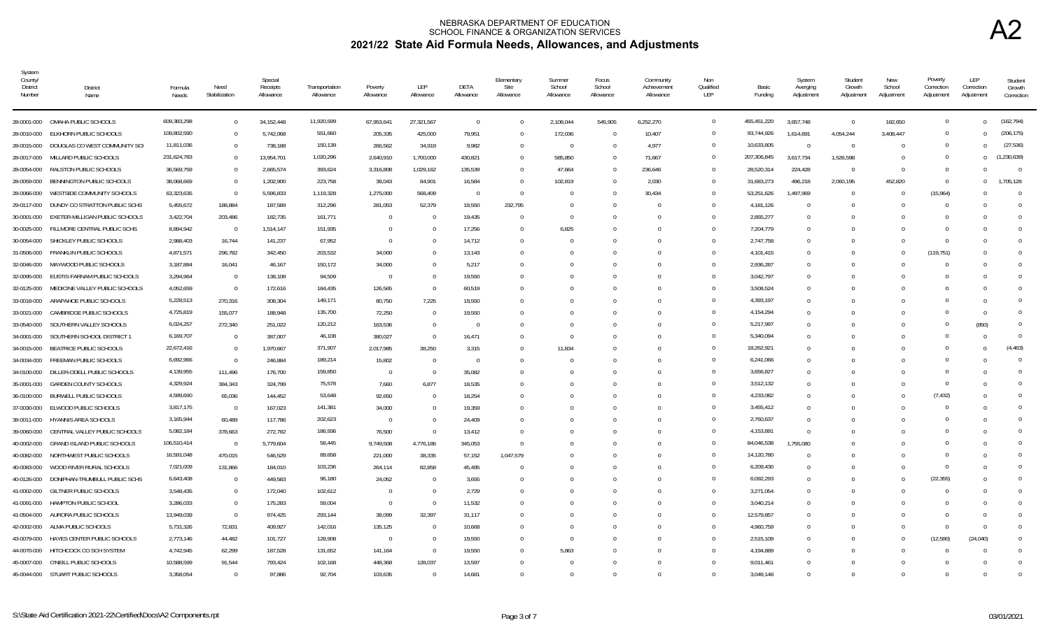NEBRASKA DEPARTMENT OF EDUCATION
SCHOOL FINANCE & ORGANIZATION SERVICES

# 2021/22 State Aid Formula Needs, Allowances, and Adjustments

A2

| System County/ District Number | District Name | Formula Needs | Need Stabilization | Special Receipts Allowance | Transportation Allowance | Poverty Allowance | LEP Allowance | DETA Allowance | Elementary Site Allowance | Summer School Allowance | Focus School Allowance | Community Achievement Allowance | Non Qualified LEP | Basic Funding | System Averaging Adjustment | Student Growth Adjustment | New School Adjustment | Poverty Correction Adjustment | LEP Correction Adjustment | Student Growth Correction |
|---|---|---|---|---|---|---|---|---|---|---|---|---|---|---|---|---|---|---|---|---|
| 28-0001-000 | OMAHA PUBLIC SCHOOLS | 609,383,298 | 0 | 34,152,448 | 11,920,599 | 67,953,641 | 27,321,567 | 0 | 0 | 2,108,044 | 545,905 | 6,252,270 | 0 | 455,451,220 | 3,657,748 | 0 | 182,650 | 0 | 0 | (162,794) |
| 28-0010-000 | ELKHORN PUBLIC SCHOOLS | 109,802,590 | 0 | 5,742,068 | 551,660 | 205,335 | 425,000 | 79,951 | 0 | 172,036 | 0 | 10,407 | 0 | 93,744,926 | 1,614,691 | 4,054,244 | 3,408,447 | 0 | 0 | (206,175) |
| 28-0015-000 | DOUGLAS CO WEST COMMUNITY SCH | 11,811,036 | 0 | 738,188 | 150,139 | 266,562 | 34,919 | 9,982 | 0 | 0 | 0 | 4,977 | 0 | 10,633,805 | 0 | 0 | 0 | 0 | 0 | (27,536) |
| 28-0017-000 | MILLARD PUBLIC SCHOOLS | 231,624,783 | 0 | 13,954,701 | 1,020,296 | 2,640,910 | 1,700,000 | 430,821 | 0 | 585,850 | 0 | 71,667 | 0 | 207,306,845 | 3,617,734 | 1,526,598 | 0 | 0 | 0 | (1,230,639) |
| 28-0054-000 | RALSTON PUBLIC SCHOOLS | 36,569,759 | 0 | 2,665,574 | 393,624 | 3,316,808 | 1,029,162 | 135,539 | 0 | 47,664 | 0 | 236,646 | 0 | 28,520,314 | 224,428 | 0 | 0 | 0 | 0 | 0 |
| 28-0059-000 | BENNINGTON PUBLIC SCHOOLS | 38,068,669 | 0 | 1,202,900 | 223,758 | 38,043 | 84,901 | 16,584 | 0 | 102,819 | 0 | 2,030 | 0 | 31,683,273 | 496,218 | 2,060,195 | 452,820 | 0 | 0 | 1,705,128 |
| 28-0066-000 | WESTSIDE COMMUNITY SCHOOLS | 63,323,635 | 0 | 5,596,833 | 1,119,328 | 1,275,000 | 568,409 | 0 | 0 | 0 | 0 | 30,434 | 0 | 53,251,626 | 1,497,969 | 0 | 0 | (15,964) | 0 | 0 |
| 29-0117-000 | DUNDY CO STRATTON PUBLIC SCHS | 5,455,672 | 188,884 | 187,589 | 312,296 | 281,053 | 52,379 | 19,550 | 232,795 | 0 | 0 | 0 | 0 | 4,181,126 | 0 | 0 | 0 | 0 | 0 | 0 |
| 30-0001-000 | EXETER-MILLIGAN PUBLIC SCHOOLS | 3,422,704 | 203,486 | 182,735 | 161,771 | 0 | 0 | 19,435 | 0 | 0 | 0 | 0 | 0 | 2,855,277 | 0 | 0 | 0 | 0 | 0 | 0 |
| 30-0025-000 | FILLMORE CENTRAL PUBLIC SCHS | 8,894,942 | 0 | 1,514,147 | 151,935 | 0 | 0 | 17,256 | 0 | 6,825 | 0 | 0 | 0 | 7,204,779 | 0 | 0 | 0 | 0 | 0 | 0 |
| 30-0054-000 | SHICKLEY PUBLIC SCHOOLS | 2,988,403 | 16,744 | 141,237 | 67,952 | 0 | 0 | 14,712 | 0 | 0 | 0 | 0 | 0 | 2,747,758 | 0 | 0 | 0 | 0 | 0 | 0 |
| 31-0506-000 | FRANKLIN PUBLIC SCHOOLS | 4,871,571 | 296,782 | 342,450 | 203,532 | 34,000 | 0 | 13,143 | 0 | 0 | 0 | 0 | 0 | 4,101,415 | 0 | 0 | 0 | (119,751) | 0 | 0 |
| 32-0046-000 | MAYWOOD PUBLIC SCHOOLS | 3,187,884 | 16,041 | 46,167 | 150,172 | 34,000 | 0 | 5,217 | 0 | 0 | 0 | 0 | 0 | 2,936,287 | 0 | 0 | 0 | 0 | 0 | 0 |
| 32-0095-000 | EUSTIS-FARNAM PUBLIC SCHOOLS | 3,294,964 | 0 | 138,108 | 94,509 | 0 | 0 | 19,550 | 0 | 0 | 0 | 0 | 0 | 3,042,797 | 0 | 0 | 0 | 0 | 0 | 0 |
| 32-0125-000 | MEDICINE VALLEY PUBLIC SCHOOLS | 4,052,659 | 0 | 172,616 | 184,435 | 126,565 | 0 | 60,519 | 0 | 0 | 0 | 0 | 0 | 3,508,524 | 0 | 0 | 0 | 0 | 0 | 0 |
| 33-0018-000 | ARAPAHOE PUBLIC SCHOOLS | 5,228,513 | 270,316 | 308,304 | 149,171 | 80,750 | 7,225 | 19,550 | 0 | 0 | 0 | 0 | 0 | 4,393,197 | 0 | 0 | 0 | 0 | 0 | 0 |
| 33-0021-000 | CAMBRIDGE PUBLIC SCHOOLS | 4,725,819 | 155,077 | 188,948 | 135,700 | 72,250 | 0 | 19,550 | 0 | 0 | 0 | 0 | 0 | 4,154,294 | 0 | 0 | 0 | 0 | 0 | 0 |
| 33-0540-000 | SOUTHERN VALLEY SCHOOLS | 6,024,257 | 272,340 | 251,022 | 120,212 | 163,536 | 0 | 0 | 0 | 0 | 0 | 0 | 0 | 5,217,997 | 0 | 0 | 0 | 0 | (850) | 0 |
| 34-0001-000 | SOUTHERN SCHOOL DISTRICT 1 | 6,169,707 | 0 | 387,007 | 46,108 | 380,027 | 0 | 16,471 | 0 | 0 | 0 | 0 | 0 | 5,340,094 | 0 | 0 | 0 | 0 | 0 | 0 |
| 34-0015-000 | BEATRICE PUBLIC SCHOOLS | 22,672,416 | 0 | 1,970,667 | 371,907 | 2,017,985 | 38,250 | 3,315 | 0 | 11,834 | 0 | 0 | 0 | 18,262,921 | 0 | 0 | 0 | 0 | 0 | (4,463) |
| 34-0034-000 | FREEMAN PUBLIC SCHOOLS | 6,692,966 | 0 | 246,884 | 189,214 | 15,802 | 0 | 0 | 0 | 0 | 0 | 0 | 0 | 6,241,066 | 0 | 0 | 0 | 0 | 0 | 0 |
| 34-0100-000 | DILLER-ODELL PUBLIC SCHOOLS | 4,139,955 | 111,496 | 176,700 | 159,850 | 0 | 0 | 35,082 | 0 | 0 | 0 | 0 | 0 | 3,656,827 | 0 | 0 | 0 | 0 | 0 | 0 |
| 35-0001-000 | GARDEN COUNTY SCHOOLS | 4,329,924 | 384,343 | 324,799 | 75,578 | 7,660 | 6,877 | 18,535 | 0 | 0 | 0 | 0 | 0 | 3,512,132 | 0 | 0 | 0 | 0 | 0 | 0 |
| 36-0100-000 | BURWELL PUBLIC SCHOOLS | 4,599,690 | 65,036 | 144,452 | 53,648 | 92,650 | 0 | 18,254 | 0 | 0 | 0 | 0 | 0 | 4,233,082 | 0 | 0 | 0 | (7,432) | 0 | 0 |
| 37-0030-000 | ELWOOD PUBLIC SCHOOLS | 3,817,175 | 0 | 167,023 | 141,381 | 34,000 | 0 | 19,359 | 0 | 0 | 0 | 0 | 0 | 3,455,412 | 0 | 0 | 0 | 0 | 0 | 0 |
| 38-0011-000 | HYANNIS AREA SCHOOLS | 3,165,944 | 60,489 | 117,786 | 202,623 | 0 | 0 | 24,409 | 0 | 0 | 0 | 0 | 0 | 2,760,637 | 0 | 0 | 0 | 0 | 0 | 0 |
| 39-0060-000 | CENTRAL VALLEY PUBLIC SCHOOLS | 5,082,184 | 378,663 | 272,782 | 186,936 | 76,500 | 0 | 13,412 | 0 | 0 | 0 | 0 | 0 | 4,153,891 | 0 | 0 | 0 | 0 | 0 | 0 |
| 40-0002-000 | GRAND ISLAND PUBLIC SCHOOLS | 106,510,414 | 0 | 5,779,604 | 58,445 | 9,749,508 | 4,776,186 | 345,053 | 0 | 0 | 0 | 0 | 0 | 84,046,538 | 1,755,080 | 0 | 0 | 0 | 0 | 0 |
| 40-0082-000 | NORTHWEST PUBLIC SCHOOLS | 16,591,048 | 470,015 | 546,529 | 89,658 | 221,000 | 38,335 | 57,152 | 1,047,579 | 0 | 0 | 0 | 0 | 14,120,780 | 0 | 0 | 0 | 0 | 0 | 0 |
| 40-0083-000 | WOOD RIVER RURAL SCHOOLS | 7,021,009 | 131,866 | 184,010 | 103,236 | 264,114 | 82,858 | 45,495 | 0 | 0 | 0 | 0 | 0 | 6,209,430 | 0 | 0 | 0 | 0 | 0 | 0 |
| 40-0126-000 | DONIPHAN-TRUMBULL PUBLIC SCHS | 6,643,408 | 0 | 449,583 | 96,180 | 24,052 | 0 | 3,655 | 0 | 0 | 0 | 0 | 0 | 6,092,293 | 0 | 0 | 0 | (22,355) | 0 | 0 |
| 41-0002-000 | GILTNER PUBLIC SCHOOLS | 3,548,435 | 0 | 172,040 | 102,612 | 0 | 0 | 2,729 | 0 | 0 | 0 | 0 | 0 | 3,271,054 | 0 | 0 | 0 | 0 | 0 | 0 |
| 41-0091-000 | HAMPTON PUBLIC SCHOOL | 3,286,033 | 0 | 175,283 | 59,004 | 0 | 0 | 11,532 | 0 | 0 | 0 | 0 | 0 | 3,040,214 | 0 | 0 | 0 | 0 | 0 | 0 |
| 41-0504-000 | AURORA PUBLIC SCHOOLS | 13,949,039 | 0 | 974,425 | 293,144 | 38,099 | 32,397 | 31,117 | 0 | 0 | 0 | 0 | 0 | 12,579,857 | 0 | 0 | 0 | 0 | 0 | 0 |
| 42-0002-000 | ALMA PUBLIC SCHOOLS | 5,731,326 | 72,831 | 409,927 | 142,016 | 135,125 | 0 | 10,668 | 0 | 0 | 0 | 0 | 0 | 4,960,759 | 0 | 0 | 0 | 0 | 0 | 0 |
| 43-0079-000 | HAYES CENTER PUBLIC SCHOOLS | 2,773,146 | 44,482 | 101,727 | 128,908 | 0 | 0 | 19,550 | 0 | 0 | 0 | 0 | 0 | 2,515,109 | 0 | 0 | 0 | (12,590) | (24,040) | 0 |
| 44-0070-000 | HITCHCOCK CO SCH SYSTEM | 4,742,945 | 62,299 | 187,528 | 131,652 | 141,164 | 0 | 19,550 | 0 | 5,863 | 0 | 0 | 0 | 4,194,889 | 0 | 0 | 0 | 0 | 0 | 0 |
| 45-0007-000 | O'NEILL PUBLIC SCHOOLS | 10,588,599 | 91,544 | 793,424 | 102,168 | 448,368 | 128,037 | 13,597 | 0 | 0 | 0 | 0 | 0 | 9,011,461 | 0 | 0 | 0 | 0 | 0 | 0 |
| 45-0044-000 | STUART PUBLIC SCHOOLS | 3,358,054 | 0 | 97,886 | 92,704 | 103,635 | 0 | 14,681 | 0 | 0 | 0 | 0 | 0 | 3,049,148 | 0 | 0 | 0 | 0 | 0 | 0 |

S:\State Aid Certification 2021-22\Certified\Docs\A2 Components.rpt

03/01/2021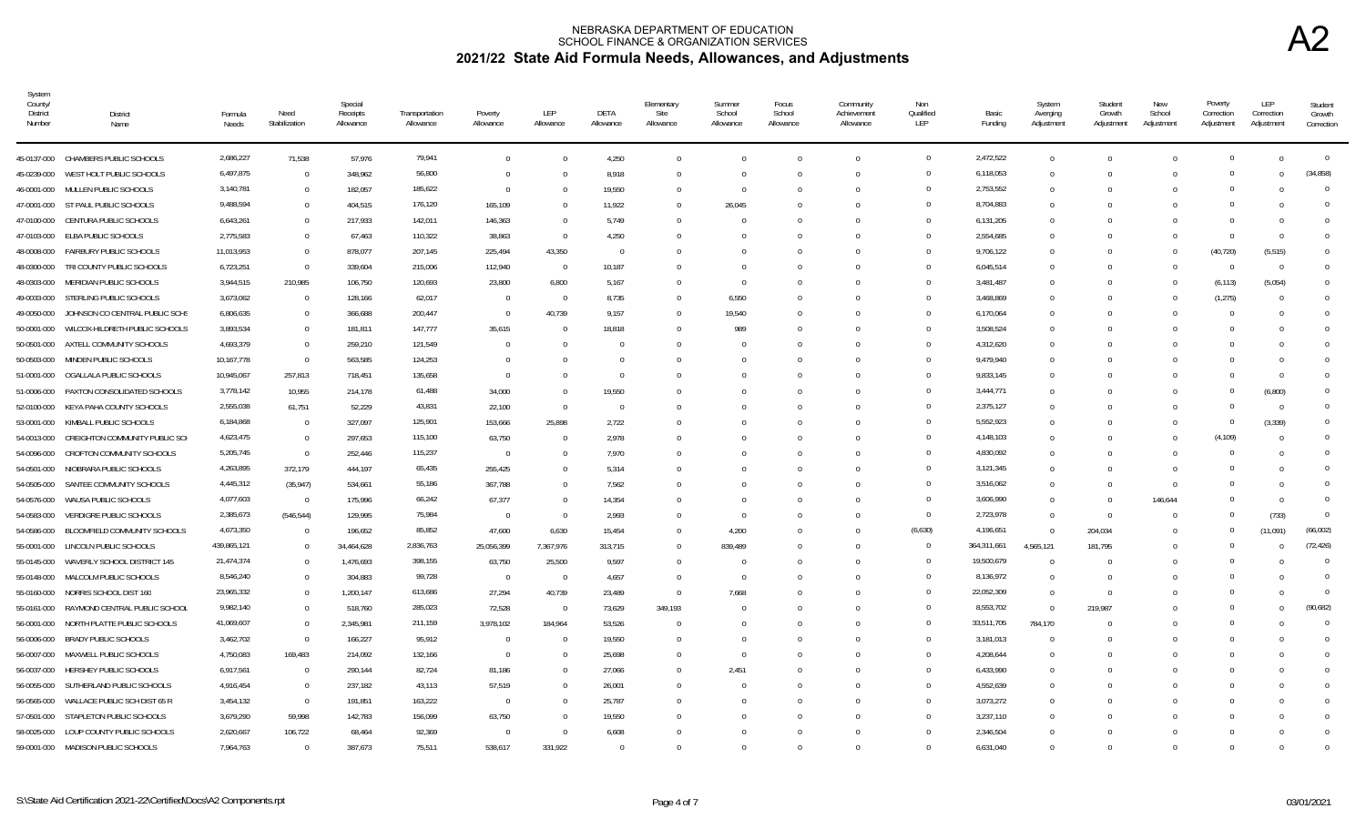# NEBRASKA DEPARTMENT OF EDUCATION
## SCHOOL FINANCE & ORGANIZATION SERVICES
## 2021/22 State Aid Formula Needs, Allowances, and Adjustments

**A2**

| System County/ District Number | District Name | Formula Needs | Need Stabilization | Special Receipts Allowance | Transportation Allowance | Poverty Allowance | LEP Allowance | DETA Allowance | Elementary Site Allowance | Summer School Allowance | Focus School Allowance | Community Achievement Allowance | Non Qualified LEP | Basic Funding | System Averging Adjustment | Student Growth Adjustment | New School Adjustment | Poverty Correction Adjustment | LEP Correction Adjustment | Student Growth Correction |
|---|---|---|---|---|---|---|---|---|---|---|---|---|---|---|---|---|---|---|---|---|
| 45-0137-000 | CHAMBERS PUBLIC SCHOOLS | 2,686,227 | 71,538 | 57,976 | 79,941 | 0 | 0 | 4,250 | 0 | 0 | 0 | 0 | 0 | 2,472,522 | 0 | 0 | 0 | 0 | 0 | 0 |
| 45-0239-000 | WEST HOLT PUBLIC SCHOOLS | 6,497,875 | 0 | 348,962 | 56,800 | 0 | 0 | 8,918 | 0 | 0 | 0 | 0 | 0 | 6,118,053 | 0 | 0 | 0 | 0 | 0 | (34,858) |
| 46-0001-000 | MULLEN PUBLIC SCHOOLS | 3,140,781 | 0 | 182,057 | 185,622 | 0 | 0 | 19,550 | 0 | 0 | 0 | 0 | 0 | 2,753,552 | 0 | 0 | 0 | 0 | 0 | 0 |
| 47-0001-000 | ST PAUL PUBLIC SCHOOLS | 9,488,594 | 0 | 404,515 | 176,120 | 165,109 | 0 | 11,922 | 0 | 26,045 | 0 | 0 | 0 | 8,704,883 | 0 | 0 | 0 | 0 | 0 | 0 |
| 47-0100-000 | CENTURA PUBLIC SCHOOLS | 6,643,261 | 0 | 217,933 | 142,011 | 146,363 | 0 | 5,749 | 0 | 0 | 0 | 0 | 0 | 6,131,205 | 0 | 0 | 0 | 0 | 0 | 0 |
| 47-0103-000 | ELBA PUBLIC SCHOOLS | 2,775,583 | 0 | 67,463 | 110,322 | 38,863 | 0 | 4,250 | 0 | 0 | 0 | 0 | 0 | 2,554,685 | 0 | 0 | 0 | 0 | 0 | 0 |
| 48-0008-000 | FAIRBURY PUBLIC SCHOOLS | 11,013,953 | 0 | 878,077 | 207,145 | 225,494 | 43,350 | 0 | 0 | 0 | 0 | 0 | 0 | 9,706,122 | 0 | 0 | 0 | (40,720) | (5,515) | 0 |
| 48-0300-000 | TRI COUNTY PUBLIC SCHOOLS | 6,723,251 | 0 | 339,604 | 215,006 | 112,940 | 0 | 10,187 | 0 | 0 | 0 | 0 | 0 | 6,045,514 | 0 | 0 | 0 | 0 | 0 | 0 |
| 48-0303-000 | MERIDIAN PUBLIC SCHOOLS | 3,944,515 | 210,985 | 106,750 | 120,693 | 23,800 | 6,800 | 5,167 | 0 | 0 | 0 | 0 | 0 | 3,481,487 | 0 | 0 | 0 | (6,113) | (5,054) | 0 |
| 49-0033-000 | STERLING PUBLIC SCHOOLS | 3,673,062 | 0 | 128,166 | 62,017 | 0 | 0 | 8,735 | 0 | 6,550 | 0 | 0 | 0 | 3,468,869 | 0 | 0 | 0 | (1,275) | 0 | 0 |
| 49-0050-000 | JOHNSON CO CENTRAL PUBLIC SCHS | 6,806,635 | 0 | 366,688 | 200,447 | 0 | 40,739 | 9,157 | 0 | 19,540 | 0 | 0 | 0 | 6,170,064 | 0 | 0 | 0 | 0 | 0 | 0 |
| 50-0001-000 | WILCOX-HILDRETH PUBLIC SCHOOLS | 3,893,534 | 0 | 181,811 | 147,777 | 35,615 | 0 | 18,818 | 0 | 989 | 0 | 0 | 0 | 3,508,524 | 0 | 0 | 0 | 0 | 0 | 0 |
| 50-0501-000 | AXTELL COMMUNITY SCHOOLS | 4,693,379 | 0 | 259,210 | 121,549 | 0 | 0 | 0 | 0 | 0 | 0 | 0 | 0 | 4,312,620 | 0 | 0 | 0 | 0 | 0 | 0 |
| 50-0503-000 | MINDEN PUBLIC SCHOOLS | 10,167,778 | 0 | 563,585 | 124,253 | 0 | 0 | 0 | 0 | 0 | 0 | 0 | 0 | 9,479,940 | 0 | 0 | 0 | 0 | 0 | 0 |
| 51-0001-000 | OGALLALA PUBLIC SCHOOLS | 10,945,067 | 257,813 | 718,451 | 135,658 | 0 | 0 | 0 | 0 | 0 | 0 | 0 | 0 | 9,833,145 | 0 | 0 | 0 | 0 | 0 | 0 |
| 51-0006-000 | PAXTON CONSOLIDATED SCHOOLS | 3,778,142 | 10,955 | 214,178 | 61,488 | 34,000 | 0 | 19,550 | 0 | 0 | 0 | 0 | 0 | 3,444,771 | 0 | 0 | 0 | 0 | (6,800) | 0 |
| 52-0100-000 | KEYA PAHA COUNTY SCHOOLS | 2,555,038 | 61,751 | 52,229 | 43,831 | 22,100 | 0 | 0 | 0 | 0 | 0 | 0 | 0 | 2,375,127 | 0 | 0 | 0 | 0 | 0 | 0 |
| 53-0001-000 | KIMBALL PUBLIC SCHOOLS | 6,184,868 | 0 | 327,097 | 125,901 | 153,666 | 25,898 | 2,722 | 0 | 0 | 0 | 0 | 0 | 5,552,923 | 0 | 0 | 0 | 0 | (3,339) | 0 |
| 54-0013-000 | CREIGHTON COMMUNITY PUBLIC SCH | 4,623,475 | 0 | 297,653 | 115,100 | 63,750 | 0 | 2,978 | 0 | 0 | 0 | 0 | 0 | 4,148,103 | 0 | 0 | 0 | (4,109) | 0 | 0 |
| 54-0096-000 | CROFTON COMMUNITY SCHOOLS | 5,205,745 | 0 | 252,446 | 115,237 | 0 | 0 | 7,970 | 0 | 0 | 0 | 0 | 0 | 4,830,092 | 0 | 0 | 0 | 0 | 0 | 0 |
| 54-0501-000 | NIOBRARA PUBLIC SCHOOLS | 4,263,895 | 372,179 | 444,197 | 65,435 | 255,425 | 0 | 5,314 | 0 | 0 | 0 | 0 | 0 | 3,121,345 | 0 | 0 | 0 | 0 | 0 | 0 |
| 54-0505-000 | SANTEE COMMUNITY SCHOOLS | 4,445,312 | (35,947) | 534,661 | 55,186 | 367,788 | 0 | 7,562 | 0 | 0 | 0 | 0 | 0 | 3,516,062 | 0 | 0 | 0 | 0 | 0 | 0 |
| 54-0576-000 | WAUSA PUBLIC SCHOOLS | 4,077,603 | 0 | 175,996 | 66,242 | 67,377 | 0 | 14,354 | 0 | 0 | 0 | 0 | 0 | 3,606,990 | 0 | 0 | 146,644 | 0 | 0 | 0 |
| 54-0583-000 | VERDIGRE PUBLIC SCHOOLS | 2,385,673 | (546,544) | 129,995 | 75,984 | 0 | 0 | 2,993 | 0 | 0 | 0 | 0 | 0 | 2,723,978 | 0 | 0 | 0 | 0 | (733) | 0 |
| 54-0586-000 | BLOOMFIELD COMMUNITY SCHOOLS | 4,673,350 | 0 | 196,652 | 85,852 | 47,600 | 6,630 | 15,454 | 0 | 4,200 | 0 | 0 | (6,630) | 4,196,651 | 0 | 204,034 | 0 | 0 | (11,091) | (66,002) |
| 55-0001-000 | LINCOLN PUBLIC SCHOOLS | 439,865,121 | 0 | 34,464,628 | 2,836,763 | 25,056,399 | 7,367,976 | 313,715 | 0 | 839,489 | 0 | 0 | 0 | 364,311,661 | 4,565,121 | 181,795 | 0 | 0 | 0 | (72,426) |
| 55-0145-000 | WAVERLY SCHOOL DISTRICT 145 | 21,474,374 | 0 | 1,476,693 | 398,155 | 63,750 | 25,500 | 9,597 | 0 | 0 | 0 | 0 | 0 | 19,500,679 | 0 | 0 | 0 | 0 | 0 | 0 |
| 55-0148-000 | MALCOLM PUBLIC SCHOOLS | 8,546,240 | 0 | 304,883 | 99,728 | 0 | 0 | 4,657 | 0 | 0 | 0 | 0 | 0 | 8,136,972 | 0 | 0 | 0 | 0 | 0 | 0 |
| 55-0160-000 | NORRIS SCHOOL DIST 160 | 23,965,332 | 0 | 1,200,147 | 613,686 | 27,294 | 40,739 | 23,489 | 0 | 7,668 | 0 | 0 | 0 | 22,052,309 | 0 | 0 | 0 | 0 | 0 | 0 |
| 55-0161-000 | RAYMOND CENTRAL PUBLIC SCHOOL | 9,982,140 | 0 | 518,760 | 285,023 | 72,528 | 0 | 73,629 | 349,193 | 0 | 0 | 0 | 0 | 8,553,702 | 0 | 219,987 | 0 | 0 | 0 | (90,682) |
| 56-0001-000 | NORTH PLATTE PUBLIC SCHOOLS | 41,069,607 | 0 | 2,345,981 | 211,159 | 3,978,102 | 184,964 | 53,526 | 0 | 0 | 0 | 0 | 0 | 33,511,705 | 784,170 | 0 | 0 | 0 | 0 | 0 |
| 56-0006-000 | BRADY PUBLIC SCHOOLS | 3,462,702 | 0 | 166,227 | 95,912 | 0 | 0 | 19,550 | 0 | 0 | 0 | 0 | 0 | 3,181,013 | 0 | 0 | 0 | 0 | 0 | 0 |
| 56-0007-000 | MAXWELL PUBLIC SCHOOLS | 4,750,083 | 169,483 | 214,092 | 132,166 | 0 | 0 | 25,698 | 0 | 0 | 0 | 0 | 0 | 4,208,644 | 0 | 0 | 0 | 0 | 0 | 0 |
| 56-0037-000 | HERSHEY PUBLIC SCHOOLS | 6,917,561 | 0 | 290,144 | 82,724 | 81,186 | 0 | 27,066 | 0 | 2,451 | 0 | 0 | 0 | 6,433,990 | 0 | 0 | 0 | 0 | 0 | 0 |
| 56-0055-000 | SUTHERLAND PUBLIC SCHOOLS | 4,916,454 | 0 | 237,182 | 43,113 | 57,519 | 0 | 26,001 | 0 | 0 | 0 | 0 | 0 | 4,552,639 | 0 | 0 | 0 | 0 | 0 | 0 |
| 56-0565-000 | WALLACE PUBLIC SCH DIST 65 R | 3,454,132 | 0 | 191,851 | 163,222 | 0 | 0 | 25,787 | 0 | 0 | 0 | 0 | 0 | 3,073,272 | 0 | 0 | 0 | 0 | 0 | 0 |
| 57-0501-000 | STAPLETON PUBLIC SCHOOLS | 3,679,290 | 59,998 | 142,783 | 156,099 | 63,750 | 0 | 19,550 | 0 | 0 | 0 | 0 | 0 | 3,237,110 | 0 | 0 | 0 | 0 | 0 | 0 |
| 58-0025-000 | LOUP COUNTY PUBLIC SCHOOLS | 2,620,667 | 106,722 | 68,464 | 92,369 | 0 | 0 | 6,608 | 0 | 0 | 0 | 0 | 0 | 2,346,504 | 0 | 0 | 0 | 0 | 0 | 0 |
| 59-0001-000 | MADISON PUBLIC SCHOOLS | 7,964,763 | 0 | 387,673 | 75,511 | 538,617 | 331,922 | 0 | 0 | 0 | 0 | 0 | 0 | 6,631,040 | 0 | 0 | 0 | 0 | 0 | 0 |

S:\State Aid Certification 2021-22\Certified\Docs\A2 Components.rpt — 03/01/2021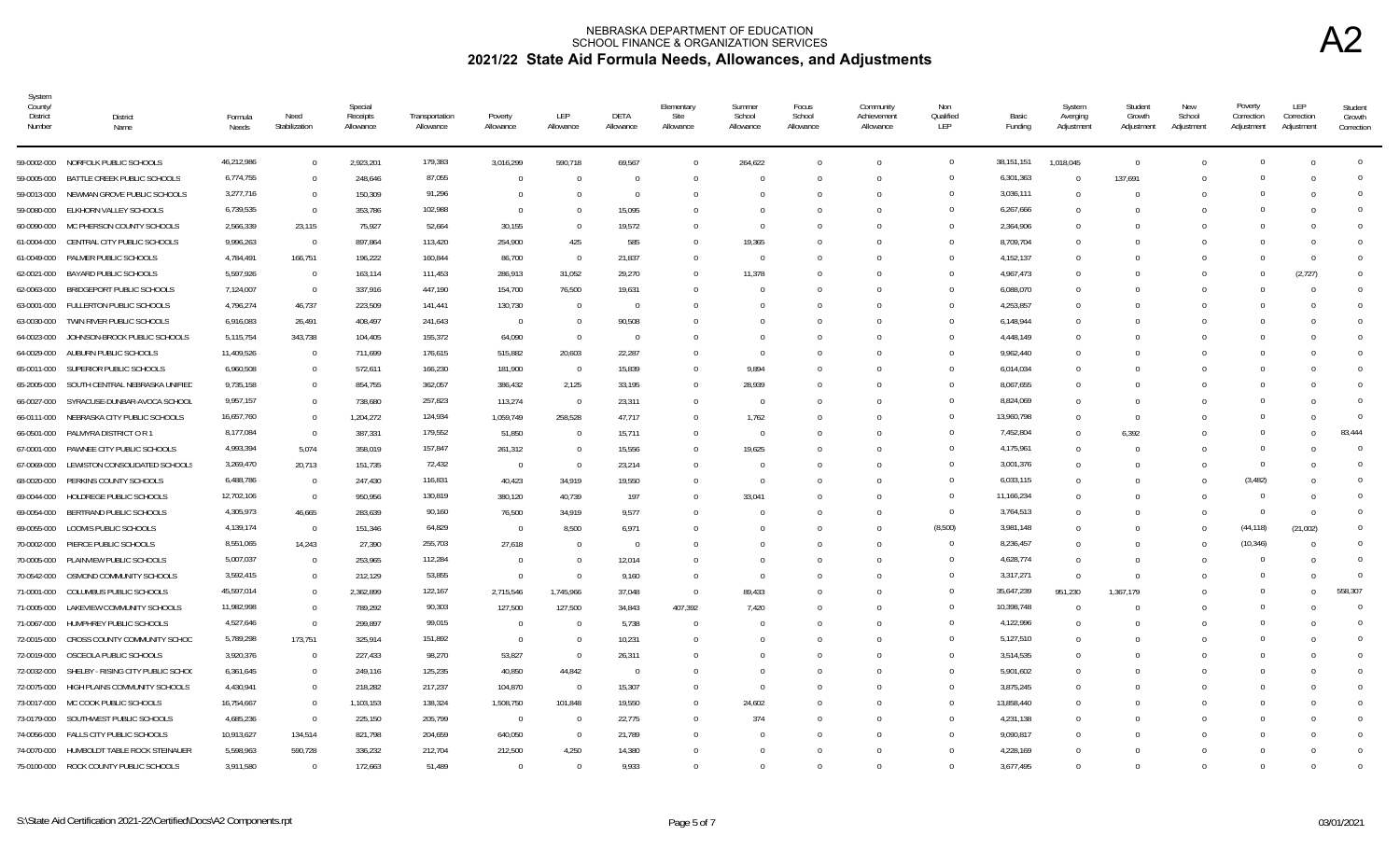# NEBRASKA DEPARTMENT OF EDUCATION
## SCHOOL FINANCE & ORGANIZATION SERVICES
## 2021/22 State Aid Formula Needs, Allowances, and Adjustments

A2

| System County/ District Number | District Name | Formula Needs | Need Stabilization | Special Receipts Allowance | Transportation Allowance | Poverty Allowance | LEP Allowance | DETA Allowance | Elementary Site Allowance | Summer School Allowance | Focus School Allowance | Community Achievement Allowance | Non Qualified LEP | Basic Funding | System Averging Adjustment | Student Growth Adjustment | New School Adjustment | Poverty Correction Adjustment | LEP Correction Adjustment | Student Growth Correction |
|---|---|---|---|---|---|---|---|---|---|---|---|---|---|---|---|---|---|---|---|---|
| 59-0002-000 | NORFOLK PUBLIC SCHOOLS | 46,212,986 | 0 | 2,923,201 | 179,383 | 3,016,299 | 590,718 | 69,567 | 0 | 264,622 | 0 | 0 | 0 | 38,151,151 | 1,018,045 | 0 | 0 | 0 | 0 | 0 |
| 59-0005-000 | BATTLE CREEK PUBLIC SCHOOLS | 6,774,755 | 0 | 248,646 | 87,055 | 0 | 0 | 0 | 0 | 0 | 0 | 0 | 0 | 6,301,363 | 0 | 137,691 | 0 | 0 | 0 | 0 |
| 59-0013-000 | NEWMAN GROVE PUBLIC SCHOOLS | 3,277,716 | 0 | 150,309 | 91,296 | 0 | 0 | 0 | 0 | 0 | 0 | 0 | 0 | 3,036,111 | 0 | 0 | 0 | 0 | 0 | 0 |
| 59-0080-000 | ELKHORN VALLEY SCHOOLS | 6,739,535 | 0 | 353,786 | 102,988 | 0 | 0 | 15,095 | 0 | 0 | 0 | 0 | 0 | 6,267,666 | 0 | 0 | 0 | 0 | 0 | 0 |
| 60-0090-000 | MC PHERSON COUNTY SCHOOLS | 2,566,339 | 23,115 | 75,927 | 52,664 | 30,155 | 0 | 19,572 | 0 | 0 | 0 | 0 | 0 | 2,364,906 | 0 | 0 | 0 | 0 | 0 | 0 |
| 61-0004-000 | CENTRAL CITY PUBLIC SCHOOLS | 9,996,263 | 0 | 897,864 | 113,420 | 254,900 | 425 | 585 | 0 | 19,365 | 0 | 0 | 0 | 8,709,704 | 0 | 0 | 0 | 0 | 0 | 0 |
| 61-0049-000 | PALMER PUBLIC SCHOOLS | 4,784,491 | 166,751 | 196,222 | 160,844 | 86,700 | 0 | 21,837 | 0 | 0 | 0 | 0 | 0 | 4,152,137 | 0 | 0 | 0 | 0 | 0 | 0 |
| 62-0021-000 | BAYARD PUBLIC SCHOOLS | 5,597,926 | 0 | 163,114 | 111,453 | 286,913 | 31,052 | 29,270 | 0 | 11,378 | 0 | 0 | 0 | 4,967,473 | 0 | 0 | 0 | 0 | (2,727) | 0 |
| 62-0063-000 | BRIDGEPORT PUBLIC SCHOOLS | 7,124,007 | 0 | 337,916 | 447,190 | 154,700 | 76,500 | 19,631 | 0 | 0 | 0 | 0 | 0 | 6,088,070 | 0 | 0 | 0 | 0 | 0 | 0 |
| 63-0001-000 | FULLERTON PUBLIC SCHOOLS | 4,796,274 | 46,737 | 223,509 | 141,441 | 130,730 | 0 | 0 | 0 | 0 | 0 | 0 | 0 | 4,253,857 | 0 | 0 | 0 | 0 | 0 | 0 |
| 63-0030-000 | TWIN RIVER PUBLIC SCHOOLS | 6,916,083 | 26,491 | 408,497 | 241,643 | 0 | 0 | 90,508 | 0 | 0 | 0 | 0 | 0 | 6,148,944 | 0 | 0 | 0 | 0 | 0 | 0 |
| 64-0023-000 | JOHNSON-BROCK PUBLIC SCHOOLS | 5,115,754 | 343,738 | 104,405 | 155,372 | 64,090 | 0 | 0 | 0 | 0 | 0 | 0 | 0 | 4,448,149 | 0 | 0 | 0 | 0 | 0 | 0 |
| 64-0029-000 | AUBURN PUBLIC SCHOOLS | 11,409,526 | 0 | 711,699 | 176,615 | 515,882 | 20,603 | 22,287 | 0 | 0 | 0 | 0 | 0 | 9,962,440 | 0 | 0 | 0 | 0 | 0 | 0 |
| 65-0011-000 | SUPERIOR PUBLIC SCHOOLS | 6,960,508 | 0 | 572,611 | 166,230 | 181,900 | 0 | 15,839 | 0 | 9,894 | 0 | 0 | 0 | 6,014,034 | 0 | 0 | 0 | 0 | 0 | 0 |
| 65-2005-000 | SOUTH CENTRAL NEBRASKA UNIFIED | 9,735,158 | 0 | 854,755 | 362,057 | 386,432 | 2,125 | 33,195 | 0 | 28,939 | 0 | 0 | 0 | 8,067,655 | 0 | 0 | 0 | 0 | 0 | 0 |
| 66-0027-000 | SYRACUSE-DUNBAR-AVOCA SCHOOL | 9,957,157 | 0 | 738,680 | 257,823 | 113,274 | 0 | 23,311 | 0 | 0 | 0 | 0 | 0 | 8,824,069 | 0 | 0 | 0 | 0 | 0 | 0 |
| 66-0111-000 | NEBRASKA CITY PUBLIC SCHOOLS | 16,657,760 | 0 | 1,204,272 | 124,934 | 1,059,749 | 258,528 | 47,717 | 0 | 1,762 | 0 | 0 | 0 | 13,960,798 | 0 | 0 | 0 | 0 | 0 | 0 |
| 66-0501-000 | PALMYRA DISTRICT O R 1 | 8,177,084 | 0 | 387,331 | 179,552 | 51,850 | 0 | 15,711 | 0 | 0 | 0 | 0 | 0 | 7,452,804 | 0 | 6,392 | 0 | 0 | 0 | 83,444 |
| 67-0001-000 | PAWNEE CITY PUBLIC SCHOOLS | 4,993,394 | 5,074 | 358,019 | 157,847 | 261,312 | 0 | 15,556 | 0 | 19,625 | 0 | 0 | 0 | 4,175,961 | 0 | 0 | 0 | 0 | 0 | 0 |
| 67-0069-000 | LEWISTON CONSOLIDATED SCHOOLS | 3,269,470 | 20,713 | 151,735 | 72,432 | 0 | 0 | 23,214 | 0 | 0 | 0 | 0 | 0 | 3,001,376 | 0 | 0 | 0 | 0 | 0 | 0 |
| 68-0020-000 | PERKINS COUNTY SCHOOLS | 6,488,786 | 0 | 247,430 | 116,831 | 40,423 | 34,919 | 19,550 | 0 | 0 | 0 | 0 | 0 | 6,033,115 | 0 | 0 | 0 | (3,482) | 0 | 0 |
| 69-0044-000 | HOLDREGE PUBLIC SCHOOLS | 12,702,106 | 0 | 950,956 | 130,819 | 380,120 | 40,739 | 197 | 0 | 33,041 | 0 | 0 | 0 | 11,166,234 | 0 | 0 | 0 | 0 | 0 | 0 |
| 69-0054-000 | BERTRAND PUBLIC SCHOOLS | 4,305,973 | 46,665 | 283,639 | 90,160 | 76,500 | 34,919 | 9,577 | 0 | 0 | 0 | 0 | 0 | 3,764,513 | 0 | 0 | 0 | 0 | 0 | 0 |
| 69-0055-000 | LOOMIS PUBLIC SCHOOLS | 4,139,174 | 0 | 151,346 | 64,829 | 0 | 8,500 | 6,971 | 0 | 0 | 0 | 0 | (8,500) | 3,981,148 | 0 | 0 | 0 | (44,118) | (21,002) | 0 |
| 70-0002-000 | PIERCE PUBLIC SCHOOLS | 8,551,065 | 14,243 | 27,390 | 255,703 | 27,618 | 0 | 0 | 0 | 0 | 0 | 0 | 0 | 8,236,457 | 0 | 0 | 0 | (10,346) | 0 | 0 |
| 70-0005-000 | PLAINVIEW PUBLIC SCHOOLS | 5,007,037 | 0 | 253,965 | 112,284 | 0 | 0 | 12,014 | 0 | 0 | 0 | 0 | 0 | 4,628,774 | 0 | 0 | 0 | 0 | 0 | 0 |
| 70-0542-000 | OSMOND COMMUNITY SCHOOLS | 3,592,415 | 0 | 212,129 | 53,855 | 0 | 0 | 9,160 | 0 | 0 | 0 | 0 | 0 | 3,317,271 | 0 | 0 | 0 | 0 | 0 | 0 |
| 71-0001-000 | COLUMBUS PUBLIC SCHOOLS | 45,597,014 | 0 | 2,362,899 | 122,167 | 2,715,546 | 1,745,966 | 37,048 | 0 | 89,433 | 0 | 0 | 0 | 35,647,239 | 951,230 | 1,367,179 | 0 | 0 | 0 | 558,307 |
| 71-0005-000 | LAKEVIEW COMMUNITY SCHOOLS | 11,982,998 | 0 | 789,292 | 90,303 | 127,500 | 127,500 | 34,843 | 407,392 | 7,420 | 0 | 0 | 0 | 10,398,748 | 0 | 0 | 0 | 0 | 0 | 0 |
| 71-0067-000 | HUMPHREY PUBLIC SCHOOLS | 4,527,646 | 0 | 299,897 | 99,015 | 0 | 0 | 5,738 | 0 | 0 | 0 | 0 | 0 | 4,122,996 | 0 | 0 | 0 | 0 | 0 | 0 |
| 72-0015-000 | CROSS COUNTY COMMUNITY SCHOC | 5,789,298 | 173,751 | 325,914 | 151,892 | 0 | 0 | 10,231 | 0 | 0 | 0 | 0 | 0 | 5,127,510 | 0 | 0 | 0 | 0 | 0 | 0 |
| 72-0019-000 | OSCEOLA PUBLIC SCHOOLS | 3,920,376 | 0 | 227,433 | 98,270 | 53,827 | 0 | 26,311 | 0 | 0 | 0 | 0 | 0 | 3,514,535 | 0 | 0 | 0 | 0 | 0 | 0 |
| 72-0032-000 | SHELBY - RISING CITY PUBLIC SCHOC | 6,361,645 | 0 | 249,116 | 125,236 | 40,850 | 44,842 | 0 | 0 | 0 | 0 | 0 | 0 | 5,901,602 | 0 | 0 | 0 | 0 | 0 | 0 |
| 72-0075-000 | HIGH PLAINS COMMUNITY SCHOOLS | 4,430,941 | 0 | 218,282 | 217,237 | 104,870 | 0 | 15,307 | 0 | 0 | 0 | 0 | 0 | 3,875,245 | 0 | 0 | 0 | 0 | 0 | 0 |
| 73-0017-000 | MC COOK PUBLIC SCHOOLS | 16,754,667 | 0 | 1,103,153 | 138,324 | 1,508,750 | 101,848 | 19,550 | 0 | 24,602 | 0 | 0 | 0 | 13,858,440 | 0 | 0 | 0 | 0 | 0 | 0 |
| 73-0179-000 | SOUTHWEST PUBLIC SCHOOLS | 4,685,236 | 0 | 225,150 | 205,799 | 0 | 0 | 22,775 | 0 | 374 | 0 | 0 | 0 | 4,231,138 | 0 | 0 | 0 | 0 | 0 | 0 |
| 74-0056-000 | FALLS CITY PUBLIC SCHOOLS | 10,913,627 | 134,514 | 821,798 | 204,659 | 640,050 | 0 | 21,789 | 0 | 0 | 0 | 0 | 0 | 9,090,817 | 0 | 0 | 0 | 0 | 0 | 0 |
| 74-0070-000 | HUMBOLDT TABLE ROCK STEINAUER | 5,598,963 | 590,728 | 336,232 | 212,704 | 212,500 | 4,250 | 14,380 | 0 | 0 | 0 | 0 | 0 | 4,228,169 | 0 | 0 | 0 | 0 | 0 | 0 |
| 75-0100-000 | ROCK COUNTY PUBLIC SCHOOLS | 3,911,580 | 0 | 172,663 | 51,489 | 0 | 0 | 9,933 | 0 | 0 | 0 | 0 | 0 | 3,677,495 | 0 | 0 | 0 | 0 | 0 | 0 |

S:\State Aid Certification 2021-22\Certified\Docs\A2 Components.rpt — 03/01/2021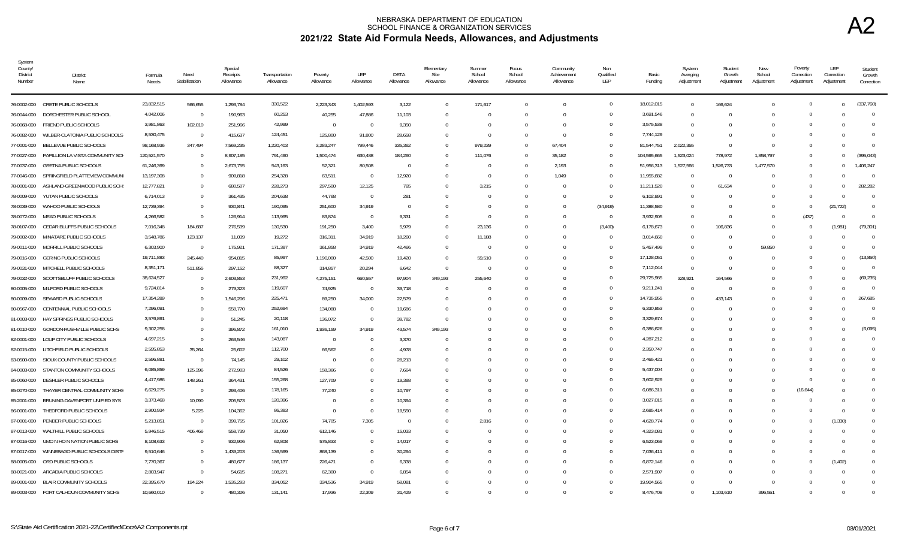# NEBRASKA DEPARTMENT OF EDUCATION
## SCHOOL FINANCE & ORGANIZATION SERVICES
## 2021/22 State Aid Formula Needs, Allowances, and Adjustments

A2

| System County/ District Number | District Name | Formula Needs | Need Stabilization | Special Receipts Allowance | Transportation Allowance | Poverty Allowance | LEP Allowance | DETA Allowance | Elementary Site Allowance | Summer School Allowance | Focus School Allowance | Community Achievement Allowance | Non Qualified LEP | Basic Funding | System Averging Adjustment | Student Growth Adjustment | New School Adjustment | Poverty Correction Adjustment | LEP Correction Adjustment | Student Growth Correction |
|---|---|---|---|---|---|---|---|---|---|---|---|---|---|---|---|---|---|---|---|---|
| 76-0002-000 | CRETE PUBLIC SCHOOLS | 23,832,515 | 566,655 | 1,293,784 | 330,522 | 2,223,343 | 1,402,593 | 3,122 | 0 | 171,617 | 0 | 0 | 0 | 18,012,015 | 0 | 166,624 | 0 | 0 | 0 | (337,760) |
| 76-0044-000 | DORCHESTER PUBLIC SCHOOL | 4,042,006 | 0 | 190,963 | 60,253 | 40,255 | 47,886 | 11,103 | 0 | 0 | 0 | 0 | 0 | 3,691,546 | 0 | 0 | 0 | 0 | 0 | 0 |
| 76-0068-000 | FRIEND PUBLIC SCHOOLS | 3,981,863 | 102,010 | 251,966 | 42,999 | 0 | 0 | 9,350 | 0 | 0 | 0 | 0 | 0 | 3,575,538 | 0 | 0 | 0 | 0 | 0 | 0 |
| 76-0082-000 | WILBER-CLATONIA PUBLIC SCHOOLS | 8,530,475 | 0 | 415,637 | 124,451 | 125,800 | 91,800 | 28,658 | 0 | 0 | 0 | 0 | 0 | 7,744,129 | 0 | 0 | 0 | 0 | 0 | 0 |
| 77-0001-000 | BELLEVUE PUBLIC SCHOOLS | 98,168,936 | 347,494 | 7,569,235 | 1,220,403 | 3,283,247 | 799,446 | 335,362 | 0 | 979,239 | 0 | 67,404 | 0 | 81,544,751 | 2,022,355 | 0 | 0 | 0 | 0 | 0 |
| 77-0027-000 | PAPILLION LA VISTA COMMUNITY SCH | 120,521,570 | 0 | 8,907,185 | 791,490 | 1,500,474 | 630,488 | 184,260 | 0 | 111,076 | 0 | 35,182 | 0 | 104,595,665 | 1,523,024 | 778,972 | 1,858,797 | 0 | 0 | (395,043) |
| 77-0037-000 | GRETNA PUBLIC SCHOOLS | 61,246,399 | 0 | 2,673,755 | 543,193 | 52,321 | 80,508 | 0 | 0 | 0 | 0 | 2,193 | 0 | 51,956,313 | 1,527,566 | 1,526,733 | 1,477,570 | 0 | 0 | 1,406,247 |
| 77-0046-000 | SPRINGFIELD PLATTEVIEW COMMUNI | 13,197,308 | 0 | 909,818 | 254,328 | 63,511 | 0 | 12,920 | 0 | 0 | 0 | 1,049 | 0 | 11,955,682 | 0 | 0 | 0 | 0 | 0 | 0 |
| 78-0001-000 | ASHLAND-GREENWOOD PUBLIC SCH | 12,777,821 | 0 | 680,507 | 228,273 | 297,500 | 12,125 | 765 | 0 | 3,215 | 0 | 0 | 0 | 11,211,520 | 0 | 61,634 | 0 | 0 | 0 | 282,282 |
| 78-0009-000 | YUTAN PUBLIC SCHOOLS | 6,714,013 | 0 | 361,435 | 204,638 | 44,768 | 0 | 281 | 0 | 0 | 0 | 0 | 0 | 6,102,891 | 0 | 0 | 0 | 0 | 0 | 0 |
| 78-0039-000 | WAHOO PUBLIC SCHOOLS | 12,739,394 | 0 | 930,841 | 190,095 | 251,600 | 34,919 | 0 | 0 | 0 | 0 | 0 | (34,919) | 11,388,580 | 0 | 0 | 0 | 0 | (21,722) | 0 |
| 78-0072-000 | MEAD PUBLIC SCHOOLS | 4,266,582 | 0 | 126,914 | 113,995 | 83,874 | 0 | 9,331 | 0 | 0 | 0 | 0 | 0 | 3,932,905 | 0 | 0 | 0 | (437) | 0 | 0 |
| 78-0107-000 | CEDAR BLUFFS PUBLIC SCHOOLS | 7,016,348 | 184,687 | 276,539 | 130,530 | 191,250 | 3,400 | 5,979 | 0 | 23,136 | 0 | 0 | (3,400) | 6,178,673 | 0 | 106,836 | 0 | 0 | (1,981) | (79,301) |
| 79-0002-000 | MINATARE PUBLIC SCHOOLS | 3,548,786 | 123,137 | 11,039 | 19,272 | 316,311 | 34,919 | 18,260 | 0 | 11,188 | 0 | 0 | 0 | 3,014,660 | 0 | 0 | 0 | 0 | 0 | 0 |
| 79-0011-000 | MORRILL PUBLIC SCHOOLS | 6,303,900 | 0 | 175,921 | 171,387 | 361,858 | 34,919 | 42,466 | 0 | 0 | 0 | 0 | 0 | 5,457,499 | 0 | 0 | 59,850 | 0 | 0 | 0 |
| 79-0016-000 | GERING PUBLIC SCHOOLS | 19,711,883 | 245,440 | 954,815 | 85,997 | 1,190,000 | 42,500 | 19,420 | 0 | 59,510 | 0 | 0 | 0 | 17,128,051 | 0 | 0 | 0 | 0 | 0 | (13,850) |
| 79-0031-000 | MITCHELL PUBLIC SCHOOLS | 8,351,171 | 511,855 | 297,152 | 88,327 | 314,857 | 20,294 | 6,642 | 0 | 0 | 0 | 0 | 0 | 7,112,044 | 0 | 0 | 0 | 0 | 0 | 0 |
| 79-0032-000 | SCOTTSBLUFF PUBLIC SCHOOLS | 38,624,527 | 0 | 2,603,853 | 231,992 | 4,275,151 | 660,557 | 97,904 | 349,193 | 255,640 | 0 | 0 | 0 | 29,725,985 | 328,921 | 164,566 | 0 | 0 | 0 | (69,235) |
| 80-0005-000 | MILFORD PUBLIC SCHOOLS | 9,724,814 | 0 | 279,323 | 119,607 | 74,925 | 0 | 39,718 | 0 | 0 | 0 | 0 | 0 | 9,211,241 | 0 | 0 | 0 | 0 | 0 | 0 |
| 80-0009-000 | SEWARD PUBLIC SCHOOLS | 17,354,289 | 0 | 1,546,206 | 225,471 | 89,250 | 34,000 | 22,579 | 0 | 0 | 0 | 0 | 0 | 14,735,955 | 0 | 433,143 | 0 | 0 | 0 | 267,685 |
| 80-0567-000 | CENTENNIAL PUBLIC SCHOOLS | 7,296,091 | 0 | 558,770 | 252,694 | 134,088 | 0 | 19,686 | 0 | 0 | 0 | 0 | 0 | 6,330,853 | 0 | 0 | 0 | 0 | 0 | 0 |
| 81-0003-000 | HAY SPRINGS PUBLIC SCHOOLS | 3,576,891 | 0 | 51,245 | 20,118 | 136,072 | 0 | 39,782 | 0 | 0 | 0 | 0 | 0 | 3,329,674 | 0 | 0 | 0 | 0 | 0 | 0 |
| 81-0010-000 | GORDON-RUSHVILLE PUBLIC SCHS | 9,302,258 | 0 | 396,872 | 161,010 | 1,936,159 | 34,919 | 43,574 | 349,193 | 0 | 0 | 0 | 0 | 6,386,626 | 0 | 0 | 0 | 0 | 0 | (6,095) |
| 82-0001-000 | LOUP CITY PUBLIC SCHOOLS | 4,697,215 | 0 | 263,546 | 143,087 | 0 | 0 | 3,370 | 0 | 0 | 0 | 0 | 0 | 4,287,212 | 0 | 0 | 0 | 0 | 0 | 0 |
| 82-0015-000 | LITCHFIELD PUBLIC SCHOOLS | 2,595,853 | 35,264 | 25,602 | 112,700 | 66,562 | 0 | 4,978 | 0 | 0 | 0 | 0 | 0 | 2,350,747 | 0 | 0 | 0 | 0 | 0 | 0 |
| 83-0500-000 | SIOUX COUNTY PUBLIC SCHOOLS | 2,596,881 | 0 | 74,145 | 29,102 | 0 | 0 | 28,213 | 0 | 0 | 0 | 0 | 0 | 2,465,421 | 0 | 0 | 0 | 0 | 0 | 0 |
| 84-0003-000 | STANTON COMMUNITY SCHOOLS | 6,085,859 | 125,396 | 272,903 | 84,526 | 158,366 | 0 | 7,664 | 0 | 0 | 0 | 0 | 0 | 5,437,004 | 0 | 0 | 0 | 0 | 0 | 0 |
| 85-0060-000 | DESHLER PUBLIC SCHOOLS | 4,417,986 | 148,261 | 364,431 | 155,268 | 127,709 | 0 | 19,388 | 0 | 0 | 0 | 0 | 0 | 3,602,929 | 0 | 0 | 0 | 0 | 0 | 0 |
| 85-0070-000 | THAYER CENTRAL COMMUNITY SCHS | 6,629,275 | 0 | 293,406 | 178,165 | 77,240 | 0 | 10,797 | 0 | 0 | 0 | 0 | 0 | 6,086,311 | 0 | 0 | 0 | (16,644) | 0 | 0 |
| 85-2001-000 | BRUNING-DAVENPORT UNIFIED SYS | 3,373,468 | 10,090 | 205,573 | 120,396 | 0 | 0 | 10,394 | 0 | 0 | 0 | 0 | 0 | 3,027,015 | 0 | 0 | 0 | 0 | 0 | 0 |
| 86-0001-000 | THEDFORD PUBLIC SCHOOLS | 2,900,934 | 5,225 | 104,362 | 86,383 | 0 | 0 | 19,550 | 0 | 0 | 0 | 0 | 0 | 2,685,414 | 0 | 0 | 0 | 0 | 0 | 0 |
| 87-0001-000 | PENDER PUBLIC SCHOOLS | 5,213,851 | 0 | 399,755 | 101,826 | 74,705 | 7,305 | 0 | 0 | 2,816 | 0 | 0 | 0 | 4,628,774 | 0 | 0 | 0 | 0 | (1,330) | 0 |
| 87-0013-000 | WALTHILL PUBLIC SCHOOLS | 5,946,515 | 406,466 | 558,739 | 31,050 | 612,146 | 0 | 15,033 | 0 | 0 | 0 | 0 | 0 | 4,323,081 | 0 | 0 | 0 | 0 | 0 | 0 |
| 87-0016-000 | UMO N HO N NATION PUBLIC SCHS | 8,108,633 | 0 | 932,906 | 62,808 | 575,833 | 0 | 14,017 | 0 | 0 | 0 | 0 | 0 | 6,523,069 | 0 | 0 | 0 | 0 | 0 | 0 |
| 87-0017-000 | WINNEBAGO PUBLIC SCHOOLS DISTF | 9,510,646 | 0 | 1,439,203 | 136,599 | 868,139 | 0 | 30,294 | 0 | 0 | 0 | 0 | 0 | 7,036,411 | 0 | 0 | 0 | 0 | 0 | 0 |
| 88-0005-000 | ORD PUBLIC SCHOOLS | 7,770,367 | 0 | 480,677 | 186,137 | 226,471 | 0 | 6,338 | 0 | 0 | 0 | 0 | 0 | 6,872,146 | 0 | 0 | 0 | 0 | (1,402) | 0 |
| 88-0021-000 | ARCADIA PUBLIC SCHOOLS | 2,803,947 | 0 | 54,615 | 108,271 | 62,300 | 0 | 6,854 | 0 | 0 | 0 | 0 | 0 | 2,571,907 | 0 | 0 | 0 | 0 | 0 | 0 |
| 89-0001-000 | BLAIR COMMUNITY SCHOOLS | 22,395,670 | 194,224 | 1,535,293 | 334,052 | 334,536 | 34,919 | 58,081 | 0 | 0 | 0 | 0 | 0 | 19,904,565 | 0 | 0 | 0 | 0 | 0 | 0 |
| 89-0003-000 | FORT CALHOUN COMMUNITY SCHS | 10,660,010 | 0 | 480,326 | 131,141 | 17,936 | 22,309 | 31,429 | 0 | 0 | 0 | 0 | 0 | 8,476,708 | 0 | 1,103,610 | 396,551 | 0 | 0 | 0 |

S:\State Aid Certification 2021-22\Certified\Docs\A2 Components.rpt

03/01/2021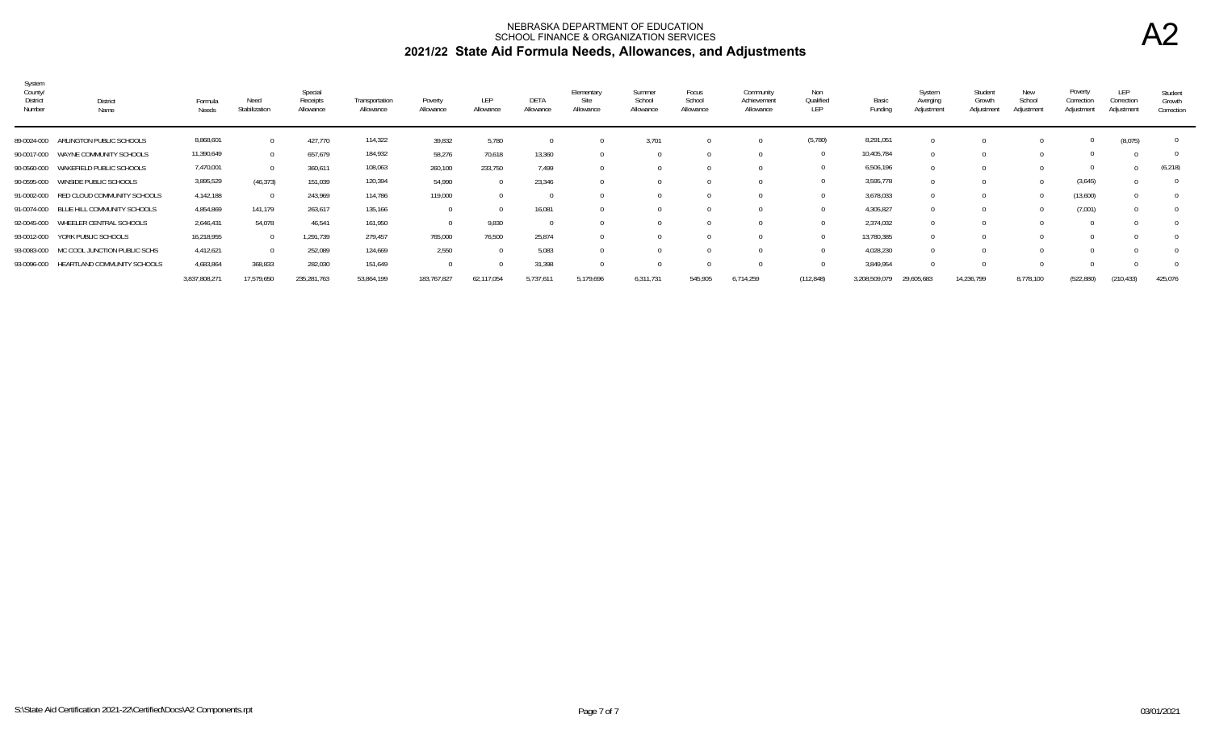NEBRASKA DEPARTMENT OF EDUCATION
SCHOOL FINANCE & ORGANIZATION SERVICES

# 2021/22 State Aid Formula Needs, Allowances, and Adjustments

A2

| System County/ District Number | District Name | Formula Needs | Need Stabilization | Special Receipts Allowance | Transportation Allowance | Poverty Allowance | LEP Allowance | DETA Allowance | Elementary Site Allowance | Summer School Allowance | Focus School Allowance | Community Achievement Allowance | Non Qualified LEP | Basic Funding | System Averging Adjustment | Student Growth Adjustment | New School Adjustment | Poverty Correction Adjustment | LEP Correction Adjustment | Student Growth Correction |
|---|---|---|---|---|---|---|---|---|---|---|---|---|---|---|---|---|---|---|---|---|
| 89-0024-000 | ARLINGTON PUBLIC SCHOOLS | 8,868,601 | 0 | 427,770 | 114,322 | 39,832 | 5,780 | 0 | 0 | 3,701 | 0 | 0 | (5,780) | 8,291,051 | 0 | 0 | 0 | 0 | (8,075) | 0 |
| 90-0017-000 | WAYNE COMMUNITY SCHOOLS | 11,390,649 | 0 | 657,679 | 184,932 | 58,276 | 70,618 | 13,360 | 0 | 0 | 0 | 0 | 0 | 10,405,784 | 0 | 0 | 0 | 0 | 0 | 0 |
| 90-0560-000 | WAKEFIELD PUBLIC SCHOOLS | 7,470,001 | 0 | 360,611 | 108,063 | 260,100 | 233,750 | 7,499 | 0 | 0 | 0 | 0 | 0 | 6,506,196 | 0 | 0 | 0 | 0 | 0 | (6,218) |
| 90-0595-000 | WINSIDE PUBLIC SCHOOLS | 3,895,529 | (46,373) | 151,039 | 120,394 | 54,990 | 0 | 23,346 | 0 | 0 | 0 | 0 | 0 | 3,595,778 | 0 | 0 | 0 | (3,645) | 0 | 0 |
| 91-0002-000 | RED CLOUD COMMUNITY SCHOOLS | 4,142,188 | 0 | 243,969 | 114,786 | 119,000 | 0 | 0 | 0 | 0 | 0 | 0 | 0 | 3,678,033 | 0 | 0 | 0 | (13,600) | 0 | 0 |
| 91-0074-000 | BLUE HILL COMMUNITY SCHOOLS | 4,854,869 | 141,179 | 263,617 | 135,166 | 0 | 0 | 16,081 | 0 | 0 | 0 | 0 | 0 | 4,305,827 | 0 | 0 | 0 | (7,001) | 0 | 0 |
| 92-0045-000 | WHEELER CENTRAL SCHOOLS | 2,646,431 | 54,078 | 46,541 | 161,950 | 0 | 9,830 | 0 | 0 | 0 | 0 | 0 | 0 | 2,374,032 | 0 | 0 | 0 | 0 | 0 | 0 |
| 93-0012-000 | YORK PUBLIC SCHOOLS | 16,218,955 | 0 | 1,291,739 | 279,457 | 765,000 | 76,500 | 25,874 | 0 | 0 | 0 | 0 | 0 | 13,780,385 | 0 | 0 | 0 | 0 | 0 | 0 |
| 93-0083-000 | MC COOL JUNCTION PUBLIC SCHS | 4,412,621 | 0 | 252,089 | 124,669 | 2,550 | 0 | 5,083 | 0 | 0 | 0 | 0 | 0 | 4,028,230 | 0 | 0 | 0 | 0 | 0 | 0 |
| 93-0096-000 | HEARTLAND COMMUNITY SCHOOLS | 4,683,864 | 368,833 | 282,030 | 151,649 | 0 | 0 | 31,398 | 0 | 0 | 0 | 0 | 0 | 3,849,954 | 0 | 0 | 0 | 0 | 0 | 0 |
| | | 3,837,808,271 | 17,579,650 | 235,281,763 | 53,864,199 | 183,767,827 | 62,117,054 | 5,737,611 | 5,179,696 | 6,311,731 | 545,905 | 6,714,259 | (112,848) | 3,208,509,079 | 29,605,683 | 14,236,799 | 8,778,100 | (522,880) | (210,433) | 425,076 |

S:\State Aid Certification 2021-22\Certified\Docs\A2 Components.rpt 03/01/2021